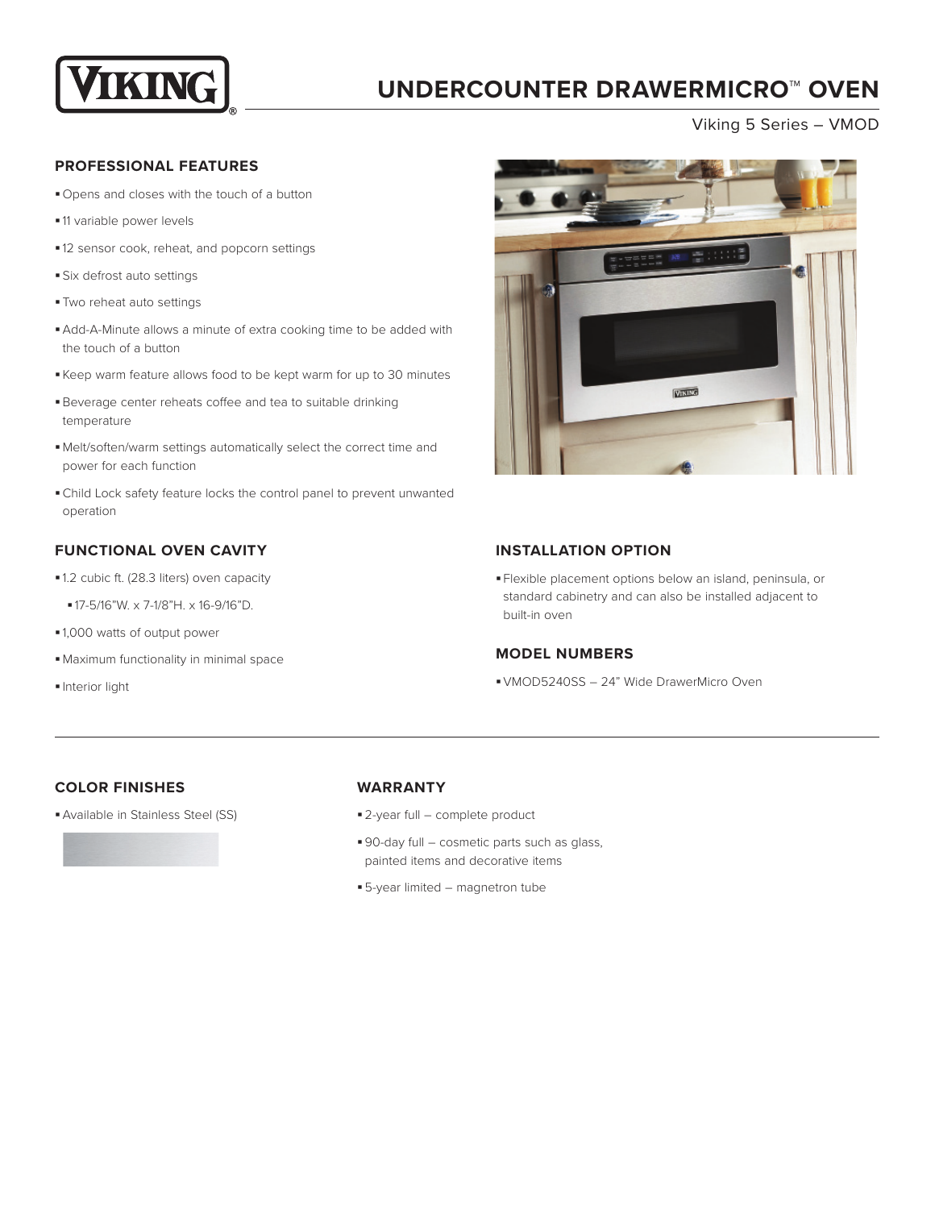# VIKING

# UNDERCOUNTER DRAWERMICRO™ OVEN

Viking 5 Series – VMOD

## PROFESSIONAL FEATURES

- Opens and closes with the touch of a button
- 11 variable power levels
- 12 sensor cook, reheat, and popcorn settings
- Six defrost auto settings
- Two reheat auto settings
- Add-A-Minute allows a minute of extra cooking time to be added with the touch of a button
- Keep warm feature allows food to be kept warm for up to 30 minutes
- Beverage center reheats coffee and tea to suitable drinking temperature
- Melt/soften/warm settings automatically select the correct time and power for each function
- Child Lock safety feature locks the control panel to prevent unwanted operation

## FUNCTIONAL OVEN CAVITY

- 1.2 cubic ft. (28.3 liters) oven capacity
  - 17-5/16"W. x 7-1/8"H. x 16-9/16"D.
- 1,000 watts of output power
- Maximum functionality in minimal space
- Interior light

## INSTALLATION OPTION

- Flexible placement options below an island, peninsula, or standard cabinetry and can also be installed adjacent to built-in oven

## MODEL NUMBERS

- VMOD5240SS – 24" Wide DrawerMicro Oven

## COLOR FINISHES

- Available in Stainless Steel (SS)

## WARRANTY

- 2-year full – complete product
- 90-day full – cosmetic parts such as glass, painted items and decorative items
- 5-year limited – magnetron tube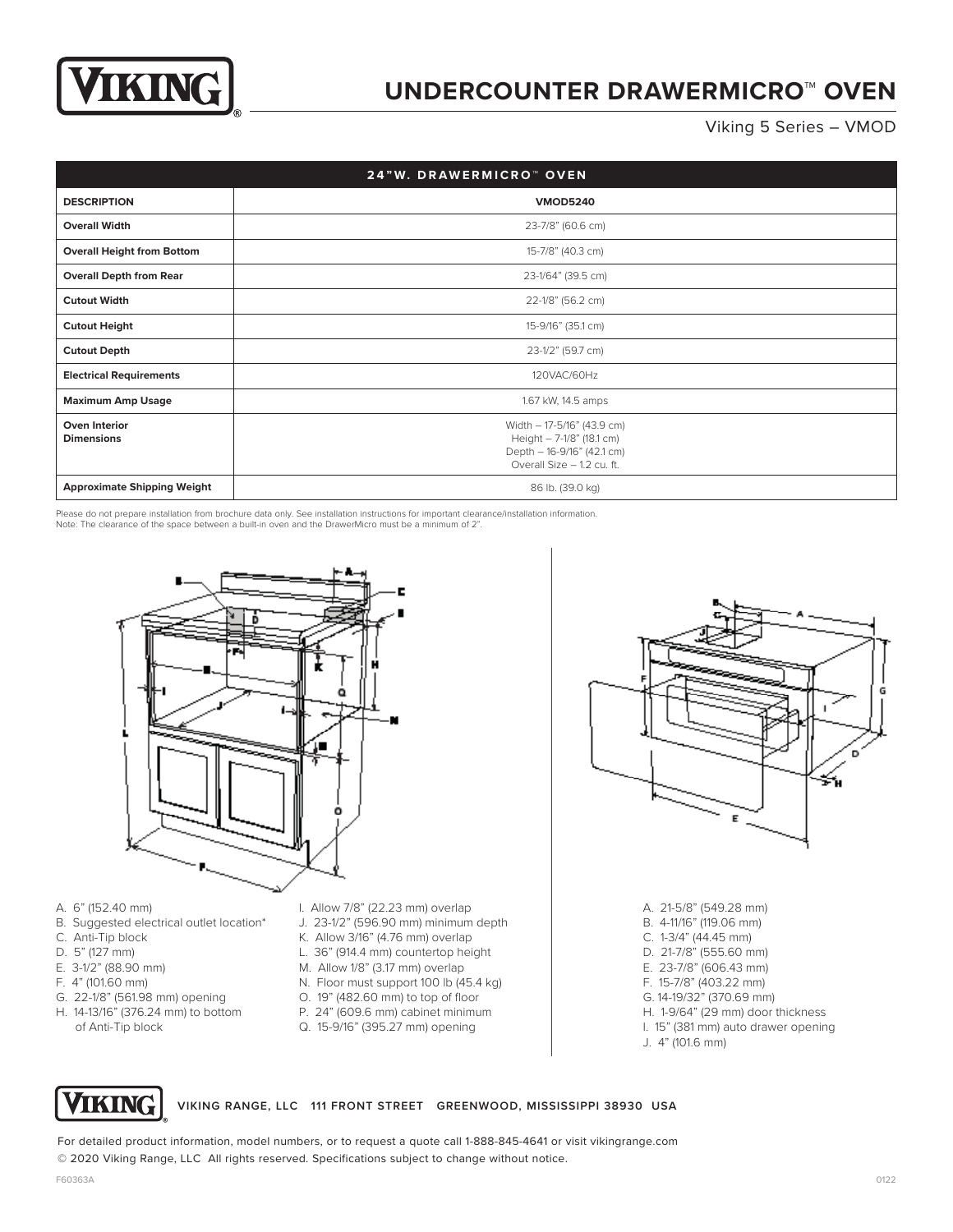# UNDERCOUNTER DRAWERMICRO™ OVEN

Viking 5 Series – VMOD

| 24"W. DRAWERMICRO™ OVEN | |
|---|---|
| **DESCRIPTION** | **VMOD5240** |
| **Overall Width** | 23-7/8" (60.6 cm) |
| **Overall Height from Bottom** | 15-7/8" (40.3 cm) |
| **Overall Depth from Rear** | 23-1/64" (39.5 cm) |
| **Cutout Width** | 22-1/8" (56.2 cm) |
| **Cutout Height** | 15-9/16" (35.1 cm) |
| **Cutout Depth** | 23-1/2" (59.7 cm) |
| **Electrical Requirements** | 120VAC/60Hz |
| **Maximum Amp Usage** | 1.67 kW, 14.5 amps |
| **Oven Interior Dimensions** | Width – 17-5/16" (43.9 cm)<br>Height – 7-1/8" (18.1 cm)<br>Depth – 16-9/16" (42.1 cm)<br>Overall Size – 1.2 cu. ft. |
| **Approximate Shipping Weight** | 86 lb. (39.0 kg) |

Please do not prepare installation from brochure data only. See installation instructions for important clearance/installation information.
Note: The clearance of the space between a built-in oven and the DrawerMicro must be a minimum of 2".

A. 6" (152.40 mm)
B. Suggested electrical outlet location*
C. Anti-Tip block
D. 5" (127 mm)
E. 3-1/2" (88.90 mm)
F. 4" (101.60 mm)
G. 22-1/8" (561.98 mm) opening
H. 14-13/16" (376.24 mm) to bottom of Anti-Tip block
I. Allow 7/8" (22.23 mm) overlap
J. 23-1/2" (596.90 mm) minimum depth
K. Allow 3/16" (4.76 mm) overlap
L. 36" (914.4 mm) countertop height
M. Allow 1/8" (3.17 mm) overlap
N. Floor must support 100 lb (45.4 kg)
O. 19" (482.60 mm) to top of floor
P. 24" (609.6 mm) cabinet minimum
Q. 15-9/16" (395.27 mm) opening

A. 21-5/8" (549.28 mm)
B. 4-11/16" (119.06 mm)
C. 1-3/4" (44.45 mm)
D. 21-7/8" (555.60 mm)
E. 23-7/8" (606.43 mm)
F. 15-7/8" (403.22 mm)
G. 14-19/32" (370.69 mm)
H. 1-9/64" (29 mm) door thickness
I. 15" (381 mm) auto drawer opening
J. 4" (101.6 mm)

VIKING RANGE, LLC 111 FRONT STREET GREENWOOD, MISSISSIPPI 38930 USA

For detailed product information, model numbers, or to request a quote call 1-888-845-4641 or visit vikingrange.com
© 2020 Viking Range, LLC All rights reserved. Specifications subject to change without notice.

F60363A 0122